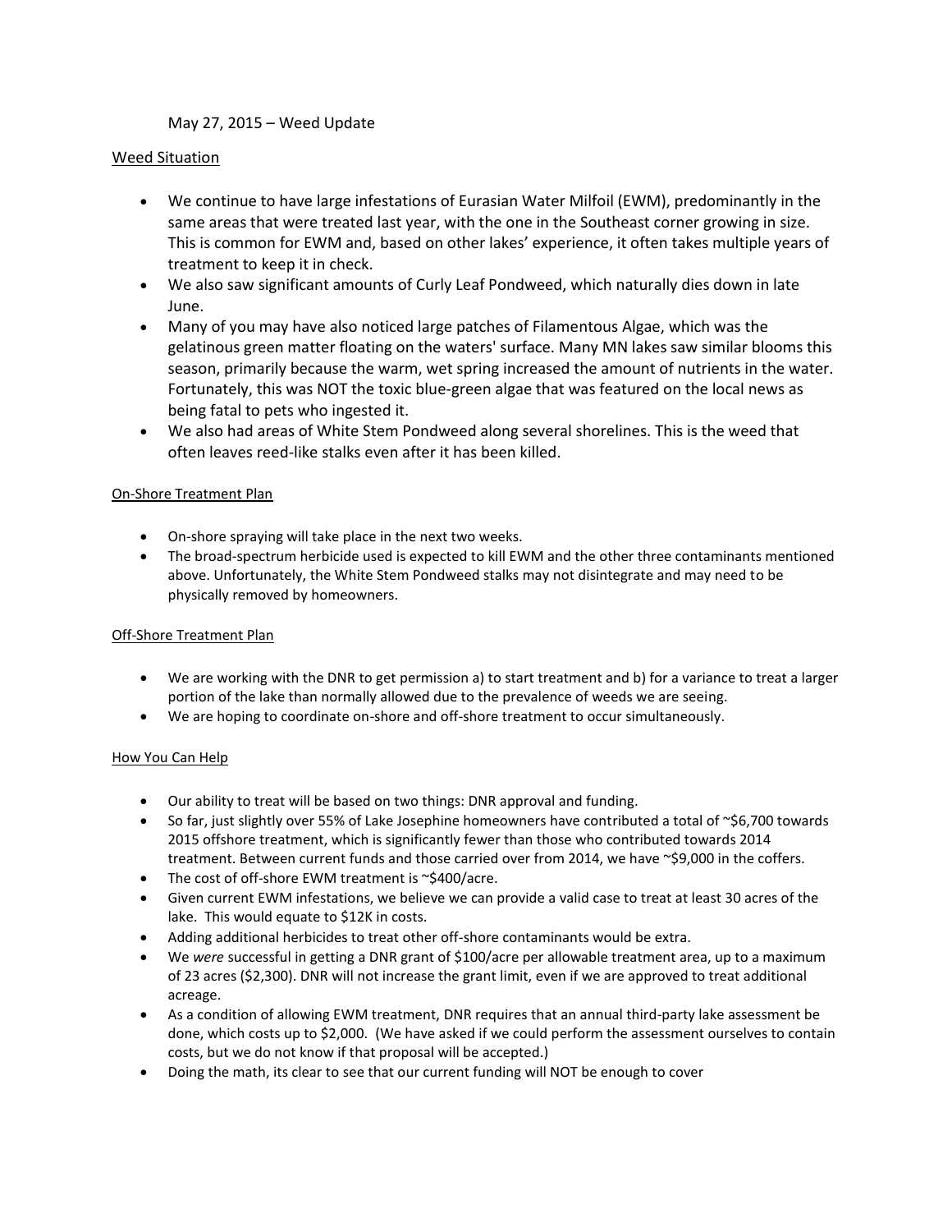May 27, 2015 – Weed Update

## Weed Situation

- We continue to have large infestations of Eurasian Water Milfoil (EWM), predominantly in the same areas that were treated last year, with the one in the Southeast corner growing in size. This is common for EWM and, based on other lakes' experience, it often takes multiple years of treatment to keep it in check.
- We also saw significant amounts of Curly Leaf Pondweed, which naturally dies down in late June.
- Many of you may have also noticed large patches of Filamentous Algae, which was the gelatinous green matter floating on the waters' surface. Many MN lakes saw similar blooms this season, primarily because the warm, wet spring increased the amount of nutrients in the water. Fortunately, this was NOT the toxic blue-green algae that was featured on the local news as being fatal to pets who ingested it.
- We also had areas of White Stem Pondweed along several shorelines. This is the weed that often leaves reed-like stalks even after it has been killed.

### On-Shore Treatment Plan

- On-shore spraying will take place in the next two weeks.
- The broad-spectrum herbicide used is expected to kill EWM and the other three contaminants mentioned above. Unfortunately, the White Stem Pondweed stalks may not disintegrate and may need to be physically removed by homeowners.

### Off-Shore Treatment Plan

- We are working with the DNR to get permission a) to start treatment and b) for a variance to treat a larger portion of the lake than normally allowed due to the prevalence of weeds we are seeing.
- We are hoping to coordinate on-shore and off-shore treatment to occur simultaneously.

### How You Can Help

- Our ability to treat will be based on two things: DNR approval and funding.
- So far, just slightly over 55% of Lake Josephine homeowners have contributed a total of ~$6,700 towards 2015 offshore treatment, which is significantly fewer than those who contributed towards 2014 treatment. Between current funds and those carried over from 2014, we have ~$9,000 in the coffers.
- The cost of off-shore EWM treatment is ~$400/acre.
- Given current EWM infestations, we believe we can provide a valid case to treat at least 30 acres of the lake. This would equate to $12K in costs.
- Adding additional herbicides to treat other off-shore contaminants would be extra.
- We *were* successful in getting a DNR grant of $100/acre per allowable treatment area, up to a maximum of 23 acres ($2,300). DNR will not increase the grant limit, even if we are approved to treat additional acreage.
- As a condition of allowing EWM treatment, DNR requires that an annual third-party lake assessment be done, which costs up to $2,000. (We have asked if we could perform the assessment ourselves to contain costs, but we do not know if that proposal will be accepted.)
- Doing the math, its clear to see that our current funding will NOT be enough to cover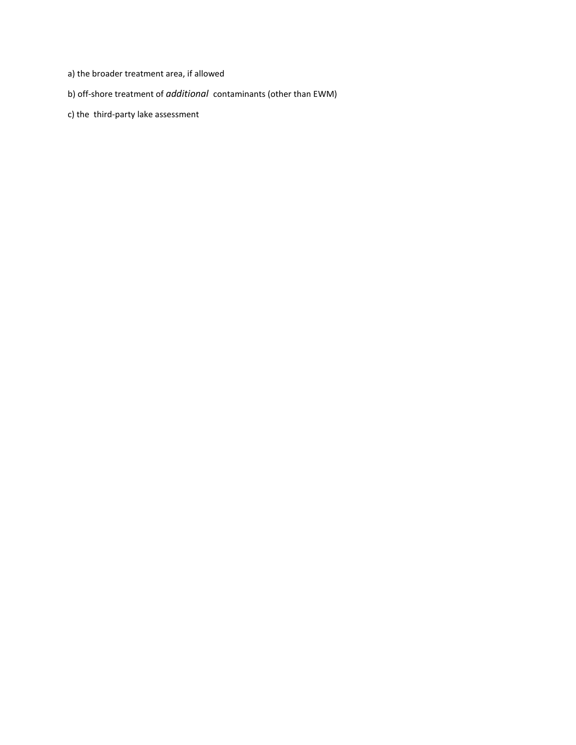a) the broader treatment area, if allowed

b) off-shore treatment of *additional* contaminants (other than EWM)

c) the third-party lake assessment